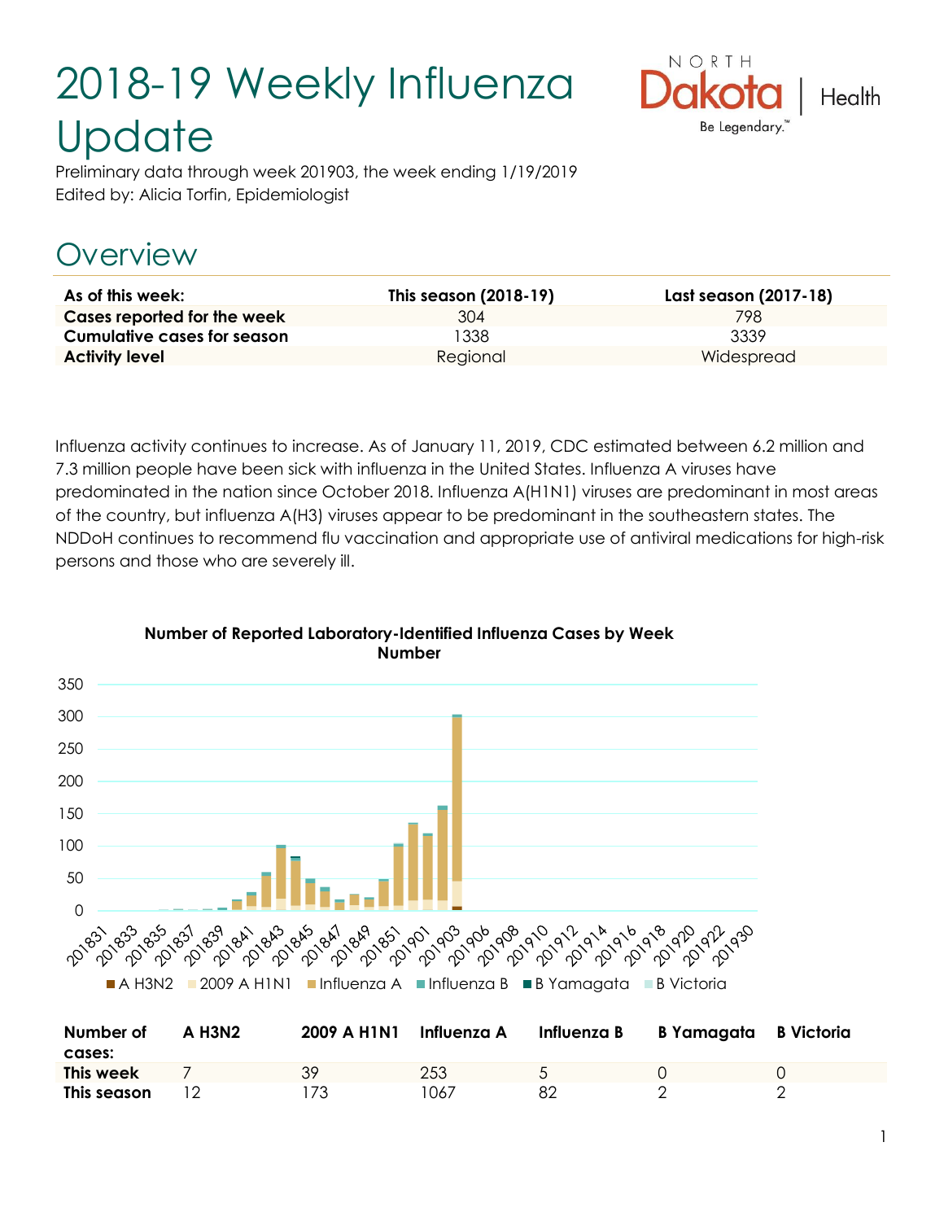# 2018-19 Weekly Influenza Update

Preliminary data through week 201903, the week ending 1/19/2019
Edited by: Alicia Torfin, Epidemiologist

## Overview

| As of this week: | This season (2018-19) | Last season (2017-18) |
| --- | --- | --- |
| **Cases reported for the week** | 304 | 798 |
| **Cumulative cases for season** | 1338 | 3339 |
| **Activity level** | Regional | Widespread |

Influenza activity continues to increase. As of January 11, 2019, CDC estimated between 6.2 million and 7.3 million people have been sick with influenza in the United States. Influenza A viruses have predominated in the nation since October 2018. Influenza A(H1N1) viruses are predominant in most areas of the country, but influenza A(H3) viruses appear to be predominant in the southeastern states. The NDDoH continues to recommend flu vaccination and appropriate use of antiviral medications for high-risk persons and those who are severely ill.

**Number of Reported Laboratory-Identified Influenza Cases by Week Number**

| Number of cases: | A H3N2 | 2009 A H1N1 | Influenza A | Influenza B | B Yamagata | B Victoria |
| --- | --- | --- | --- | --- | --- | --- |
| **This week** | 7 | 39 | 253 | 5 | 0 | 0 |
| **This season** | 12 | 173 | 1067 | 82 | 2 | 2 |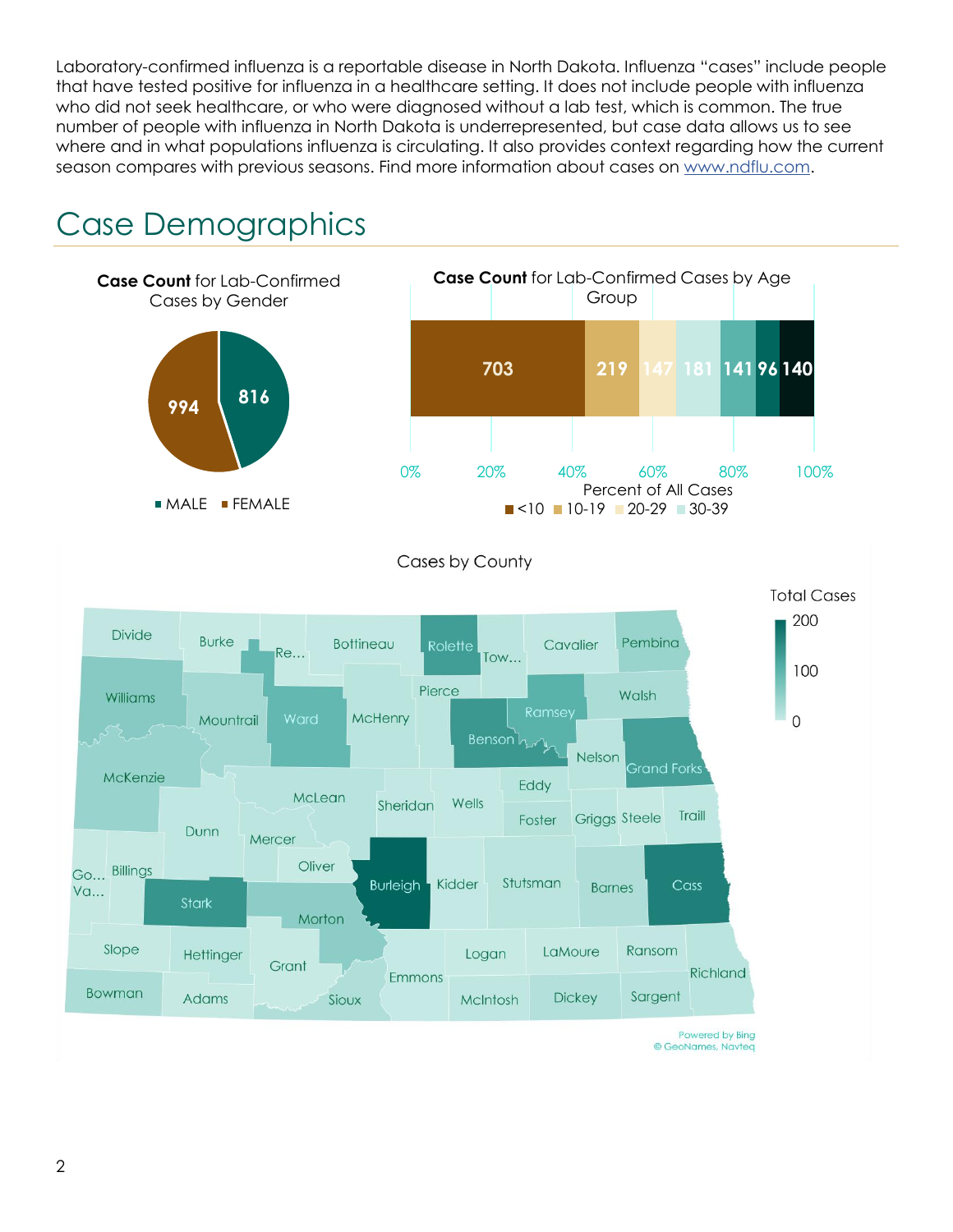Laboratory-confirmed influenza is a reportable disease in North Dakota. Influenza "cases" include people that have tested positive for influenza in a healthcare setting. It does not include people with influenza who did not seek healthcare, or who were diagnosed without a lab test, which is common. The true number of people with influenza in North Dakota is underrepresented, but case data allows us to see where and in what populations influenza is circulating. It also provides context regarding how the current season compares with previous seasons. Find more information about cases on www.ndflu.com.

# Case Demographics

**Case Count** for Lab-Confirmed Cases by Gender

| Gender | Cases |
|---|---|
| MALE | 816 |
| FEMALE | 994 |

**Case Count** for Lab-Confirmed Cases by Age Group

| Age Group | Cases |
|---|---|
| <10 | 703 |
| 10-19 | 219 |
| 20-29 | 147 |
| 30-39 | 181 |
| (unlabeled) | 141 |
| (unlabeled) | 96 |
| (unlabeled) | 140 |

Percent of All Cases

Cases by County

Total Cases: 0 – 200

Powered by Bing
© GeoNames, Navteq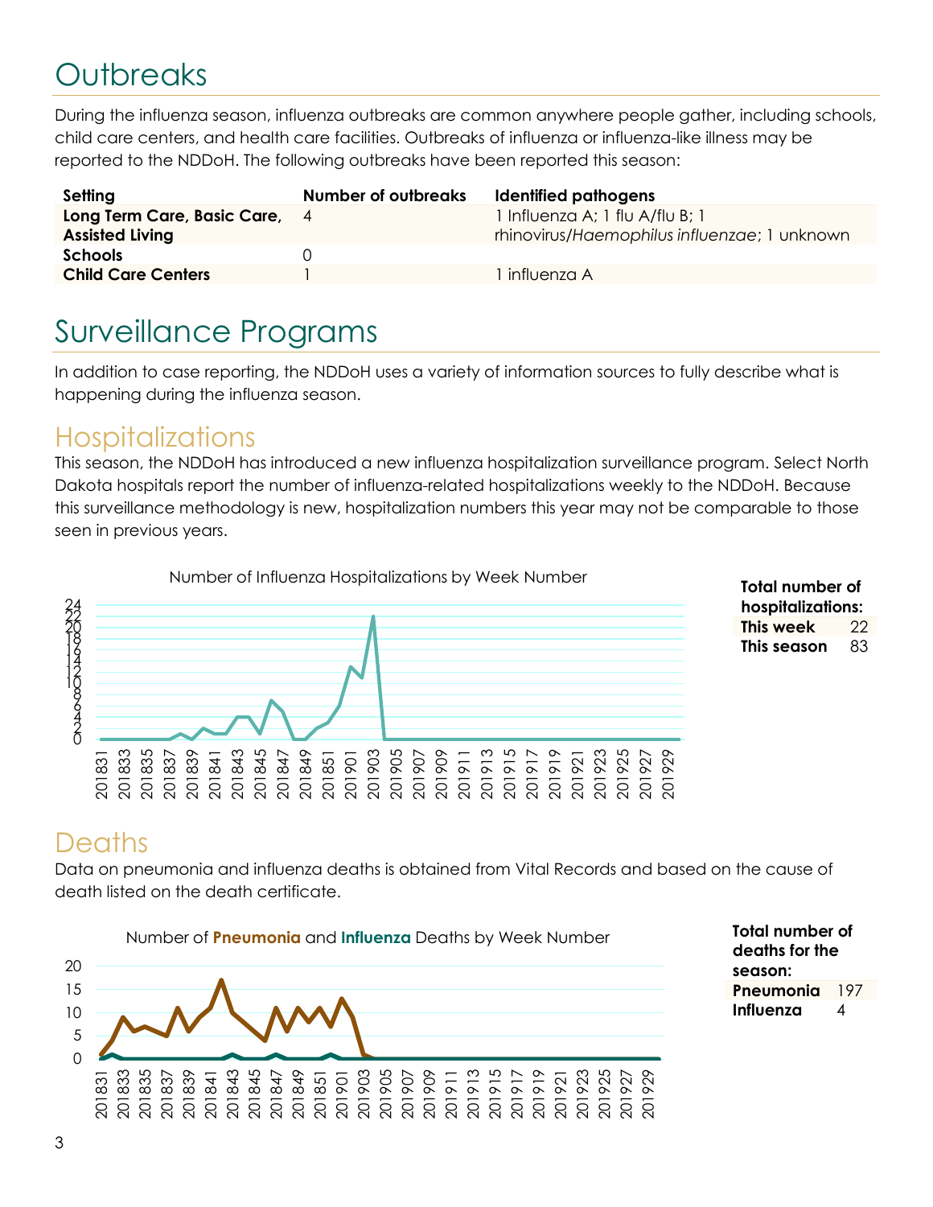# Outbreaks

During the influenza season, influenza outbreaks are common anywhere people gather, including schools, child care centers, and health care facilities. Outbreaks of influenza or influenza-like illness may be reported to the NDDoH. The following outbreaks have been reported this season:

| Setting | Number of outbreaks | Identified pathogens |
|---|---|---|
| **Long Term Care, Basic Care, Assisted Living** | 4 | 1 Influenza A; 1 flu A/flu B; 1 rhinovirus/*Haemophilus influenzae*; 1 unknown |
| **Schools** | 0 | |
| **Child Care Centers** | 1 | 1 influenza A |

# Surveillance Programs

In addition to case reporting, the NDDoH uses a variety of information sources to fully describe what is happening during the influenza season.

## Hospitalizations

This season, the NDDoH has introduced a new influenza hospitalization surveillance program. Select North Dakota hospitals report the number of influenza-related hospitalizations weekly to the NDDoH. Because this surveillance methodology is new, hospitalization numbers this year may not be comparable to those seen in previous years.

Number of Influenza Hospitalizations by Week Number

| **Total number of hospitalizations:** | |
|---|---|
| **This week** | 22 |
| **This season** | 83 |

## Deaths

Data on pneumonia and influenza deaths is obtained from Vital Records and based on the cause of death listed on the death certificate.

Number of **Pneumonia** and **Influenza** Deaths by Week Number

| **Total number of deaths for the season:** | |
|---|---|
| **Pneumonia** | 197 |
| **Influenza** | 4 |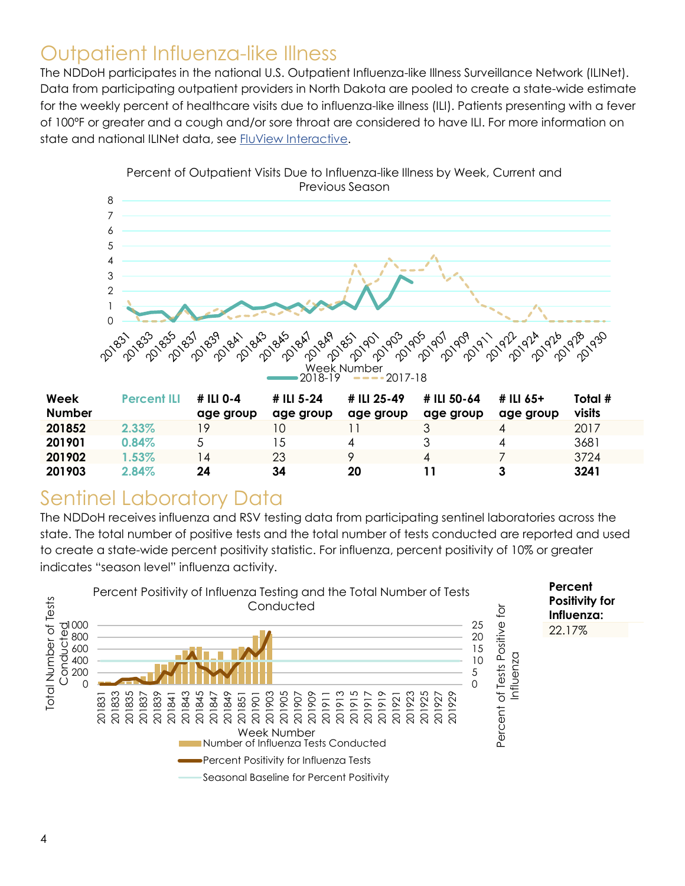## Outpatient Influenza-like Illness

The NDDoH participates in the national U.S. Outpatient Influenza-like Illness Surveillance Network (ILINet). Data from participating outpatient providers in North Dakota are pooled to create a state-wide estimate for the weekly percent of healthcare visits due to influenza-like illness (ILI). Patients presenting with a fever of 100°F or greater and a cough and/or sore throat are considered to have ILI. For more information on state and national ILINet data, see FluView Interactive.

Percent of Outpatient Visits Due to Influenza-like Illness by Week, Current and Previous Season

| Week Number | Percent ILI | # ILI 0-4 age group | # ILI 5-24 age group | # ILI 25-49 age group | # ILI 50-64 age group | # ILI 65+ age group | Total # visits |
|---|---|---|---|---|---|---|---|
| **201852** | 2.33% | 19 | 10 | 11 | 3 | 4 | 2017 |
| **201901** | 0.84% | 5 | 15 | 4 | 3 | 4 | 3681 |
| **201902** | 1.53% | 14 | 23 | 9 | 4 | 7 | 3724 |
| **201903** | 2.84% | **24** | **34** | **20** | **11** | **3** | **3241** |

## Sentinel Laboratory Data

The NDDoH receives influenza and RSV testing data from participating sentinel laboratories across the state. The total number of positive tests and the total number of tests conducted are reported and used to create a state-wide percent positivity statistic. For influenza, percent positivity of 10% or greater indicates "season level" influenza activity.

Percent Positivity of Influenza Testing and the Total Number of Tests Conducted

**Percent Positivity for Influenza:**

22.17%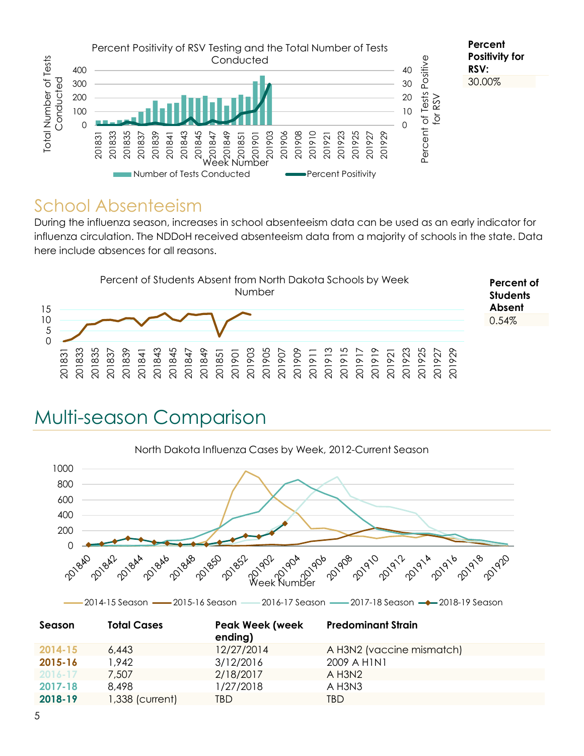Percent Positivity of RSV Testing and the Total Number of Tests Conducted

**Percent Positivity for RSV:**

30.00%

## School Absenteeism

During the influenza season, increases in school absenteeism data can be used as an early indicator for influenza circulation. The NDDoH received absenteeism data from a majority of schools in the state. Data here include absences for all reasons.

Percent of Students Absent from North Dakota Schools by Week Number

**Percent of Students Absent**

0.54%

# Multi-season Comparison

North Dakota Influenza Cases by Week, 2012-Current Season

| Season | Total Cases | Peak Week (week ending) | Predominant Strain |
|---|---|---|---|
| 2014-15 | 6,443 | 12/27/2014 | A H3N2 (vaccine mismatch) |
| 2015-16 | 1,942 | 3/12/2016 | 2009 A H1N1 |
| 2016-17 | 7,507 | 2/18/2017 | A H3N2 |
| 2017-18 | 8,498 | 1/27/2018 | A H3N3 |
| 2018-19 | 1,338 (current) | TBD | TBD |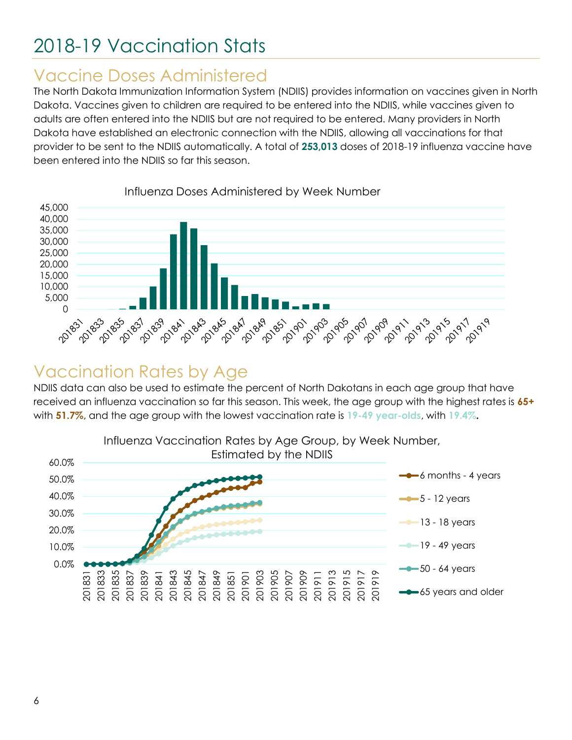# 2018-19 Vaccination Stats

## Vaccine Doses Administered

The North Dakota Immunization Information System (NDIIS) provides information on vaccines given in North Dakota. Vaccines given to children are required to be entered into the NDIIS, while vaccines given to adults are often entered into the NDIIS but are not required to be entered. Many providers in North Dakota have established an electronic connection with the NDIIS, allowing all vaccinations for that provider to be sent to the NDIIS automatically. A total of **253,013** doses of 2018-19 influenza vaccine have been entered into the NDIIS so far this season.

Influenza Doses Administered by Week Number

45,000
40,000
35,000
30,000
25,000
20,000
15,000
10,000
5,000
0

201831 201833 201835 201837 201839 201841 201843 201845 201847 201849 201851 201901 201903 201905 201907 201909 201911 201913 201915 201917 201919

## Vaccination Rates by Age

NDIIS data can also be used to estimate the percent of North Dakotans in each age group that have received an influenza vaccination so far this season. This week, the age group with the highest rates is **65+** with **51.7%**, and the age group with the lowest vaccination rate is **19-49 year-olds**, with **19.4%.**

Influenza Vaccination Rates by Age Group, by Week Number, Estimated by the NDIIS

60.0%
50.0%
40.0%
30.0%
20.0%
10.0%
0.0%

201831 201833 201835 201837 201839 201841 201843 201845 201847 201849 201851 201901 201903 201905 201907 201909 201911 201913 201915 201917 201919

6 months - 4 years
5 - 12 years
13 - 18 years
19 - 49 years
50 - 64 years
65 years and older